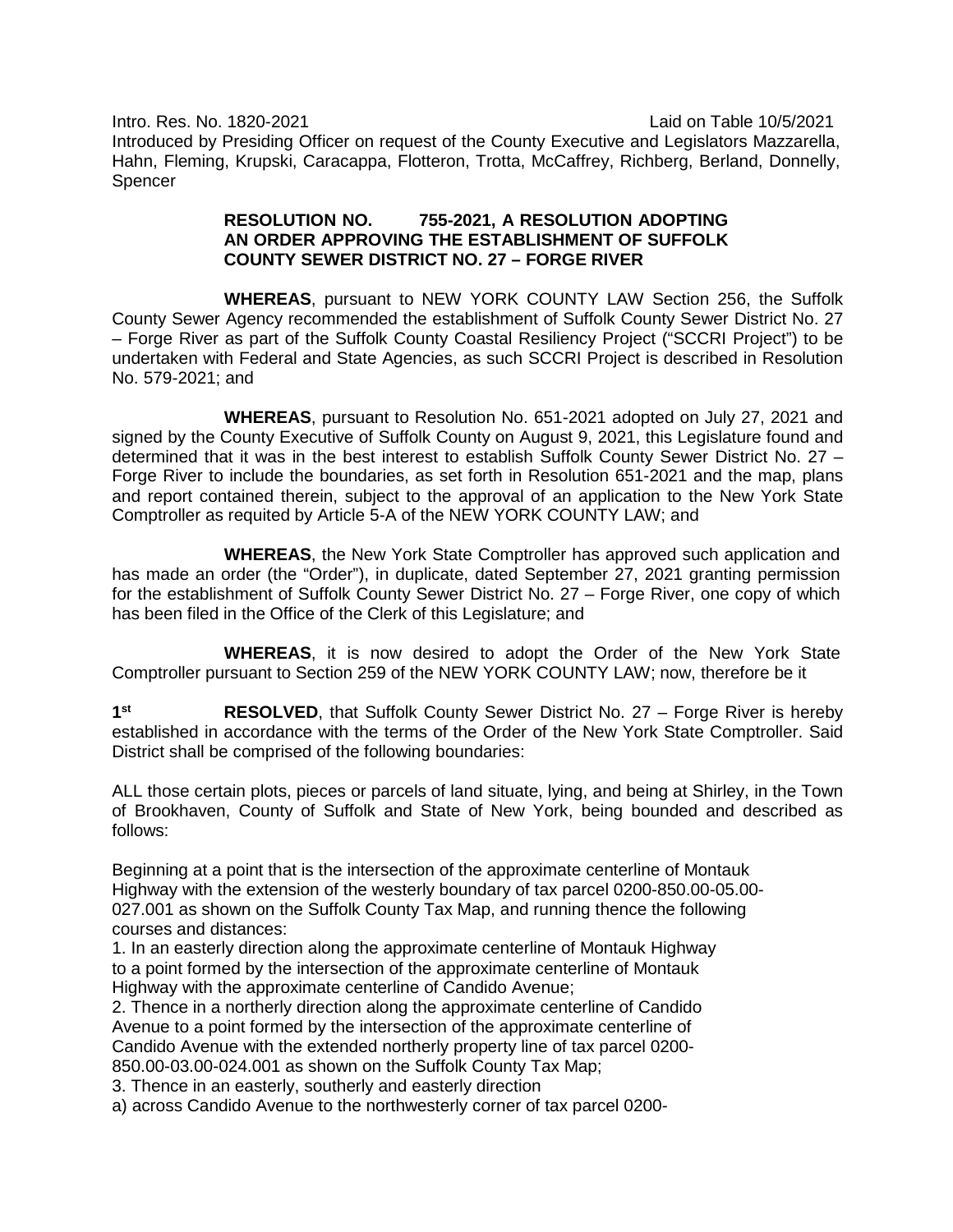Intro. Res. No. 1820-2021 Laid on Table 10/5/2021

Introduced by Presiding Officer on request of the County Executive and Legislators Mazzarella, Hahn, Fleming, Krupski, Caracappa, Flotteron, Trotta, McCaffrey, Richberg, Berland, Donnelly, Spencer

**RESOLUTION NO. 755-2021, A RESOLUTION ADOPTING AN ORDER APPROVING THE ESTABLISHMENT OF SUFFOLK COUNTY SEWER DISTRICT NO. 27 – FORGE RIVER**

**WHEREAS**, pursuant to NEW YORK COUNTY LAW Section 256, the Suffolk County Sewer Agency recommended the establishment of Suffolk County Sewer District No. 27 – Forge River as part of the Suffolk County Coastal Resiliency Project ("SCCRI Project") to be undertaken with Federal and State Agencies, as such SCCRI Project is described in Resolution No. 579-2021; and

**WHEREAS**, pursuant to Resolution No. 651-2021 adopted on July 27, 2021 and signed by the County Executive of Suffolk County on August 9, 2021, this Legislature found and determined that it was in the best interest to establish Suffolk County Sewer District No. 27 – Forge River to include the boundaries, as set forth in Resolution 651-2021 and the map, plans and report contained therein, subject to the approval of an application to the New York State Comptroller as requited by Article 5-A of the NEW YORK COUNTY LAW; and

**WHEREAS**, the New York State Comptroller has approved such application and has made an order (the "Order"), in duplicate, dated September 27, 2021 granting permission for the establishment of Suffolk County Sewer District No. 27 – Forge River, one copy of which has been filed in the Office of the Clerk of this Legislature; and

**WHEREAS**, it is now desired to adopt the Order of the New York State Comptroller pursuant to Section 259 of the NEW YORK COUNTY LAW; now, therefore be it

**1st RESOLVED**, that Suffolk County Sewer District No. 27 – Forge River is hereby established in accordance with the terms of the Order of the New York State Comptroller. Said District shall be comprised of the following boundaries:

ALL those certain plots, pieces or parcels of land situate, lying, and being at Shirley, in the Town of Brookhaven, County of Suffolk and State of New York, being bounded and described as follows:

Beginning at a point that is the intersection of the approximate centerline of Montauk Highway with the extension of the westerly boundary of tax parcel 0200-850.00-05.00-027.001 as shown on the Suffolk County Tax Map, and running thence the following courses and distances:

1. In an easterly direction along the approximate centerline of Montauk Highway to a point formed by the intersection of the approximate centerline of Montauk Highway with the approximate centerline of Candido Avenue;
2. Thence in a northerly direction along the approximate centerline of Candido Avenue to a point formed by the intersection of the approximate centerline of Candido Avenue with the extended northerly property line of tax parcel 0200-850.00-03.00-024.001 as shown on the Suffolk County Tax Map;
3. Thence in an easterly, southerly and easterly direction

a) across Candido Avenue to the northwesterly corner of tax parcel 0200-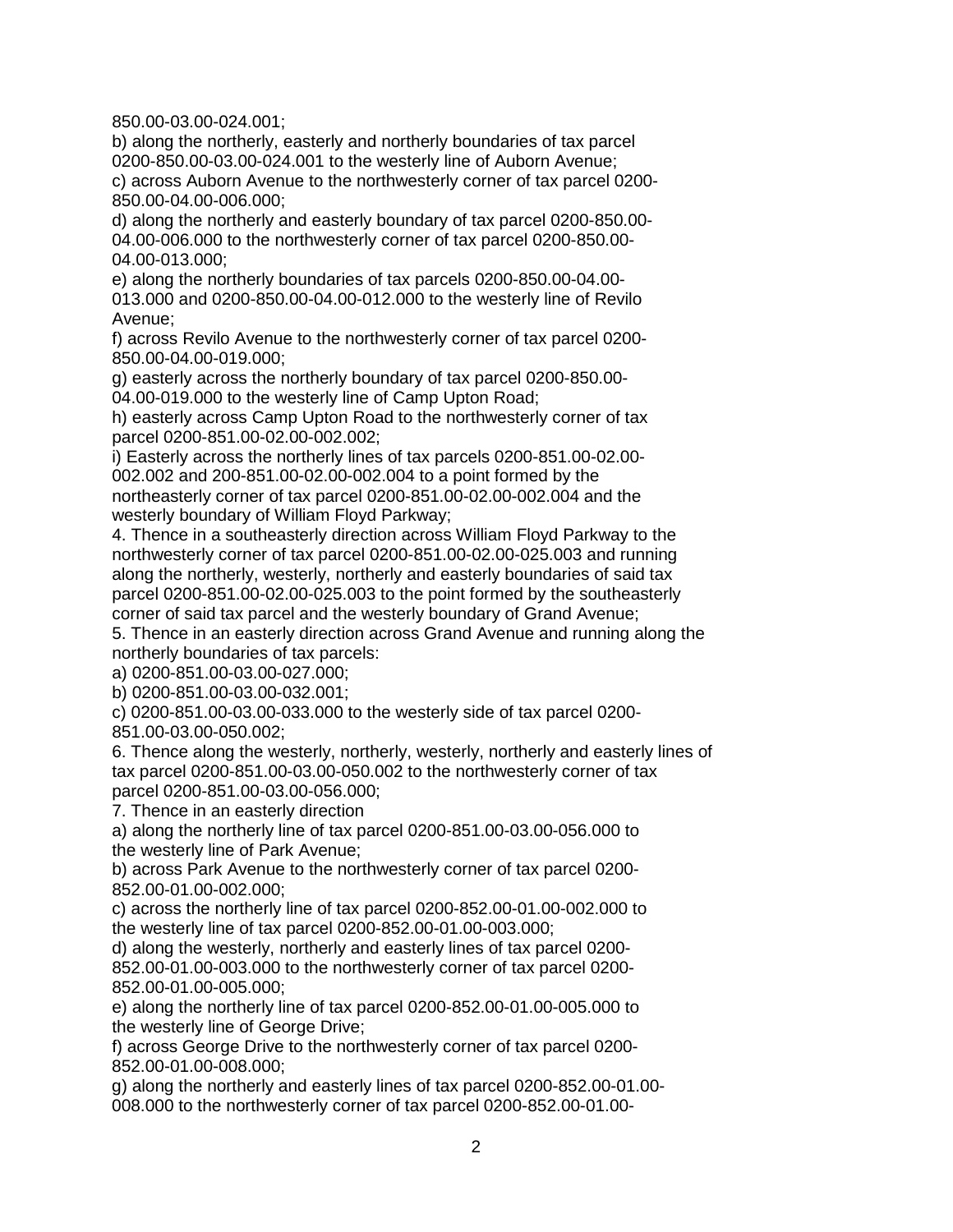850.00-03.00-024.001;

b) along the northerly, easterly and northerly boundaries of tax parcel 0200-850.00-03.00-024.001 to the westerly line of Auborn Avenue;

c) across Auborn Avenue to the northwesterly corner of tax parcel 0200-850.00-04.00-006.000;

d) along the northerly and easterly boundary of tax parcel 0200-850.00-04.00-006.000 to the northwesterly corner of tax parcel 0200-850.00-04.00-013.000;

e) along the northerly boundaries of tax parcels 0200-850.00-04.00-013.000 and 0200-850.00-04.00-012.000 to the westerly line of Revilo Avenue;

f) across Revilo Avenue to the northwesterly corner of tax parcel 0200-850.00-04.00-019.000;

g) easterly across the northerly boundary of tax parcel 0200-850.00-04.00-019.000 to the westerly line of Camp Upton Road;

h) easterly across Camp Upton Road to the northwesterly corner of tax parcel 0200-851.00-02.00-002.002;

i) Easterly across the northerly lines of tax parcels 0200-851.00-02.00-002.002 and 200-851.00-02.00-002.004 to a point formed by the northeasterly corner of tax parcel 0200-851.00-02.00-002.004 and the westerly boundary of William Floyd Parkway;

4. Thence in a southeasterly direction across William Floyd Parkway to the northwesterly corner of tax parcel 0200-851.00-02.00-025.003 and running along the northerly, westerly, northerly and easterly boundaries of said tax parcel 0200-851.00-02.00-025.003 to the point formed by the southeasterly corner of said tax parcel and the westerly boundary of Grand Avenue;

5. Thence in an easterly direction across Grand Avenue and running along the northerly boundaries of tax parcels:

a) 0200-851.00-03.00-027.000;

b) 0200-851.00-03.00-032.001;

c) 0200-851.00-03.00-033.000 to the westerly side of tax parcel 0200-851.00-03.00-050.002;

6. Thence along the westerly, northerly, westerly, northerly and easterly lines of tax parcel 0200-851.00-03.00-050.002 to the northwesterly corner of tax parcel 0200-851.00-03.00-056.000;

7. Thence in an easterly direction

a) along the northerly line of tax parcel 0200-851.00-03.00-056.000 to the westerly line of Park Avenue;

b) across Park Avenue to the northwesterly corner of tax parcel 0200-852.00-01.00-002.000;

c) across the northerly line of tax parcel 0200-852.00-01.00-002.000 to the westerly line of tax parcel 0200-852.00-01.00-003.000;

d) along the westerly, northerly and easterly lines of tax parcel 0200-852.00-01.00-003.000 to the northwesterly corner of tax parcel 0200-852.00-01.00-005.000;

e) along the northerly line of tax parcel 0200-852.00-01.00-005.000 to the westerly line of George Drive;

f) across George Drive to the northwesterly corner of tax parcel 0200-852.00-01.00-008.000;

g) along the northerly and easterly lines of tax parcel 0200-852.00-01.00-008.000 to the northwesterly corner of tax parcel 0200-852.00-01.00-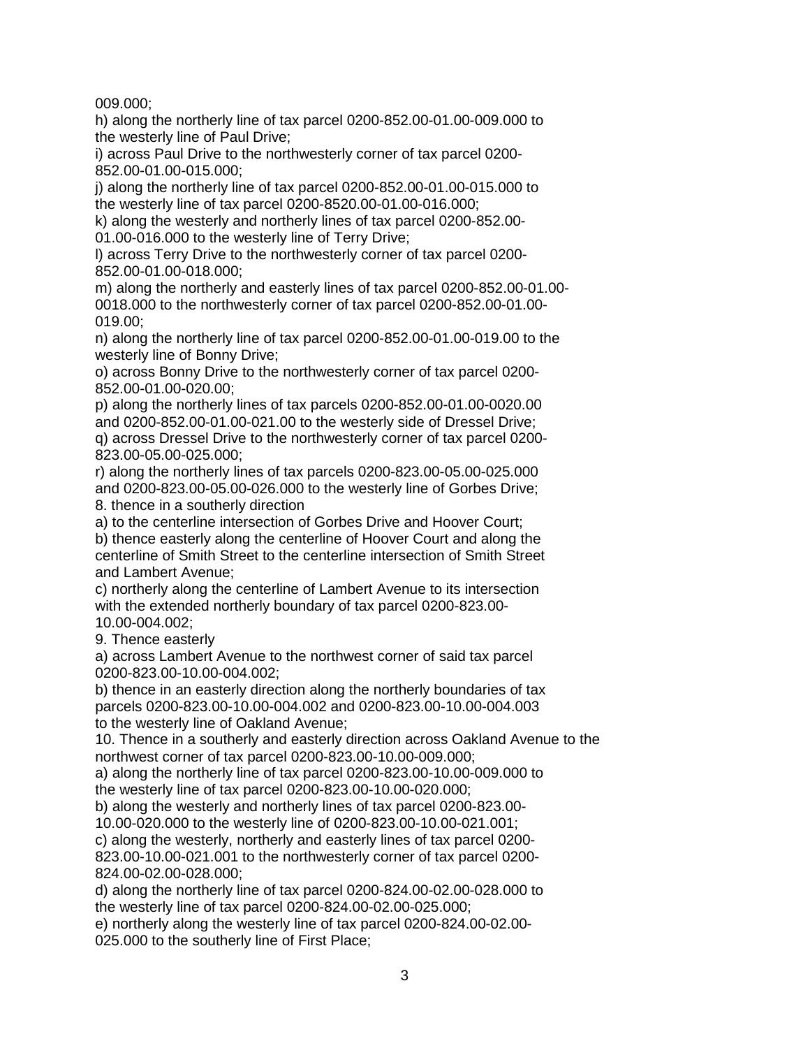009.000;

h) along the northerly line of tax parcel 0200-852.00-01.00-009.000 to the westerly line of Paul Drive;

i) across Paul Drive to the northwesterly corner of tax parcel 0200-852.00-01.00-015.000;

j) along the northerly line of tax parcel 0200-852.00-01.00-015.000 to the westerly line of tax parcel 0200-8520.00-01.00-016.000;

k) along the westerly and northerly lines of tax parcel 0200-852.00-01.00-016.000 to the westerly line of Terry Drive;

l) across Terry Drive to the northwesterly corner of tax parcel 0200-852.00-01.00-018.000;

m) along the northerly and easterly lines of tax parcel 0200-852.00-01.00-0018.000 to the northwesterly corner of tax parcel 0200-852.00-01.00-019.00;

n) along the northerly line of tax parcel 0200-852.00-01.00-019.00 to the westerly line of Bonny Drive;

o) across Bonny Drive to the northwesterly corner of tax parcel 0200-852.00-01.00-020.00;

p) along the northerly lines of tax parcels 0200-852.00-01.00-0020.00 and 0200-852.00-01.00-021.00 to the westerly side of Dressel Drive;

q) across Dressel Drive to the northwesterly corner of tax parcel 0200-823.00-05.00-025.000;

r) along the northerly lines of tax parcels 0200-823.00-05.00-025.000 and 0200-823.00-05.00-026.000 to the westerly line of Gorbes Drive;

8. thence in a southerly direction

a) to the centerline intersection of Gorbes Drive and Hoover Court;

b) thence easterly along the centerline of Hoover Court and along the centerline of Smith Street to the centerline intersection of Smith Street and Lambert Avenue;

c) northerly along the centerline of Lambert Avenue to its intersection with the extended northerly boundary of tax parcel 0200-823.00-10.00-004.002;

9. Thence easterly

a) across Lambert Avenue to the northwest corner of said tax parcel 0200-823.00-10.00-004.002;

b) thence in an easterly direction along the northerly boundaries of tax parcels 0200-823.00-10.00-004.002 and 0200-823.00-10.00-004.003 to the westerly line of Oakland Avenue;

10. Thence in a southerly and easterly direction across Oakland Avenue to the northwest corner of tax parcel 0200-823.00-10.00-009.000;

a) along the northerly line of tax parcel 0200-823.00-10.00-009.000 to the westerly line of tax parcel 0200-823.00-10.00-020.000;

b) along the westerly and northerly lines of tax parcel 0200-823.00-10.00-020.000 to the westerly line of 0200-823.00-10.00-021.001;

c) along the westerly, northerly and easterly lines of tax parcel 0200-823.00-10.00-021.001 to the northwesterly corner of tax parcel 0200-824.00-02.00-028.000;

d) along the northerly line of tax parcel 0200-824.00-02.00-028.000 to the westerly line of tax parcel 0200-824.00-02.00-025.000;

e) northerly along the westerly line of tax parcel 0200-824.00-02.00-025.000 to the southerly line of First Place;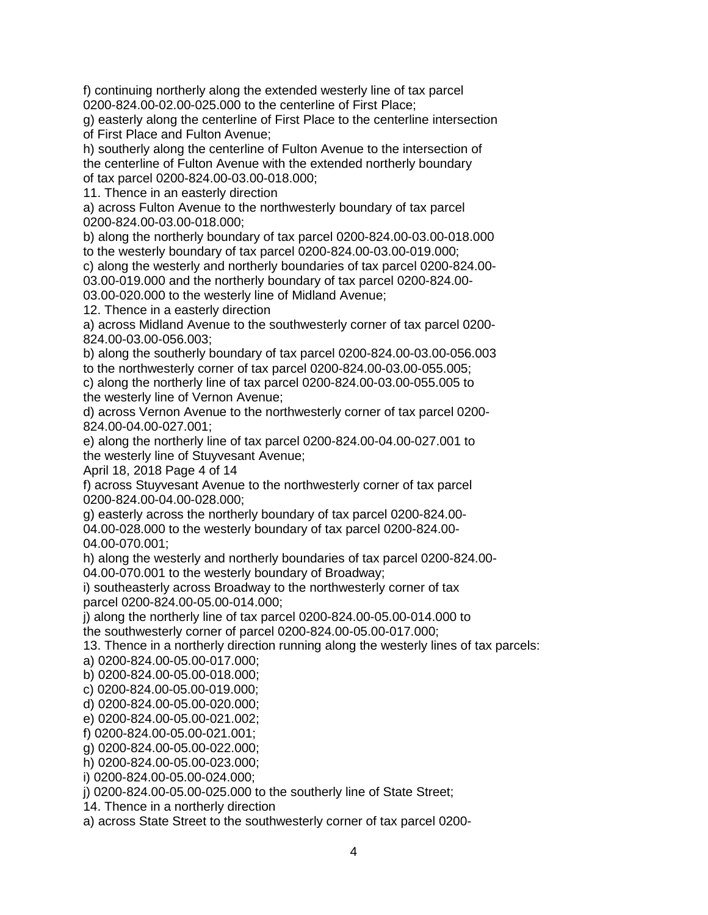f) continuing northerly along the extended westerly line of tax parcel 0200-824.00-02.00-025.000 to the centerline of First Place;
g) easterly along the centerline of First Place to the centerline intersection of First Place and Fulton Avenue;
h) southerly along the centerline of Fulton Avenue to the intersection of the centerline of Fulton Avenue with the extended northerly boundary of tax parcel 0200-824.00-03.00-018.000;

11. Thence in an easterly direction
a) across Fulton Avenue to the northwesterly boundary of tax parcel 0200-824.00-03.00-018.000;
b) along the northerly boundary of tax parcel 0200-824.00-03.00-018.000 to the westerly boundary of tax parcel 0200-824.00-03.00-019.000;
c) along the westerly and northerly boundaries of tax parcel 0200-824.00-03.00-019.000 and the northerly boundary of tax parcel 0200-824.00-03.00-020.000 to the westerly line of Midland Avenue;

12. Thence in a easterly direction
a) across Midland Avenue to the southwesterly corner of tax parcel 0200-824.00-03.00-056.003;
b) along the southerly boundary of tax parcel 0200-824.00-03.00-056.003 to the northwesterly corner of tax parcel 0200-824.00-03.00-055.005;
c) along the northerly line of tax parcel 0200-824.00-03.00-055.005 to the westerly line of Vernon Avenue;
d) across Vernon Avenue to the northwesterly corner of tax parcel 0200-824.00-04.00-027.001;
e) along the northerly line of tax parcel 0200-824.00-04.00-027.001 to the westerly line of Stuyvesant Avenue;
f) across Stuyvesant Avenue to the northwesterly corner of tax parcel 0200-824.00-04.00-028.000;
g) easterly across the northerly boundary of tax parcel 0200-824.00-04.00-028.000 to the westerly boundary of tax parcel 0200-824.00-04.00-070.001;
h) along the westerly and northerly boundaries of tax parcel 0200-824.00-04.00-070.001 to the westerly boundary of Broadway;
i) southeasterly across Broadway to the northwesterly corner of tax parcel 0200-824.00-05.00-014.000;
j) along the northerly line of tax parcel 0200-824.00-05.00-014.000 to the southwesterly corner of parcel 0200-824.00-05.00-017.000;

13. Thence in a northerly direction running along the westerly lines of tax parcels:
a) 0200-824.00-05.00-017.000;
b) 0200-824.00-05.00-018.000;
c) 0200-824.00-05.00-019.000;
d) 0200-824.00-05.00-020.000;
e) 0200-824.00-05.00-021.002;
f) 0200-824.00-05.00-021.001;
g) 0200-824.00-05.00-022.000;
h) 0200-824.00-05.00-023.000;
i) 0200-824.00-05.00-024.000;
j) 0200-824.00-05.00-025.000 to the southerly line of State Street;

14. Thence in a northerly direction
a) across State Street to the southwesterly corner of tax parcel 0200-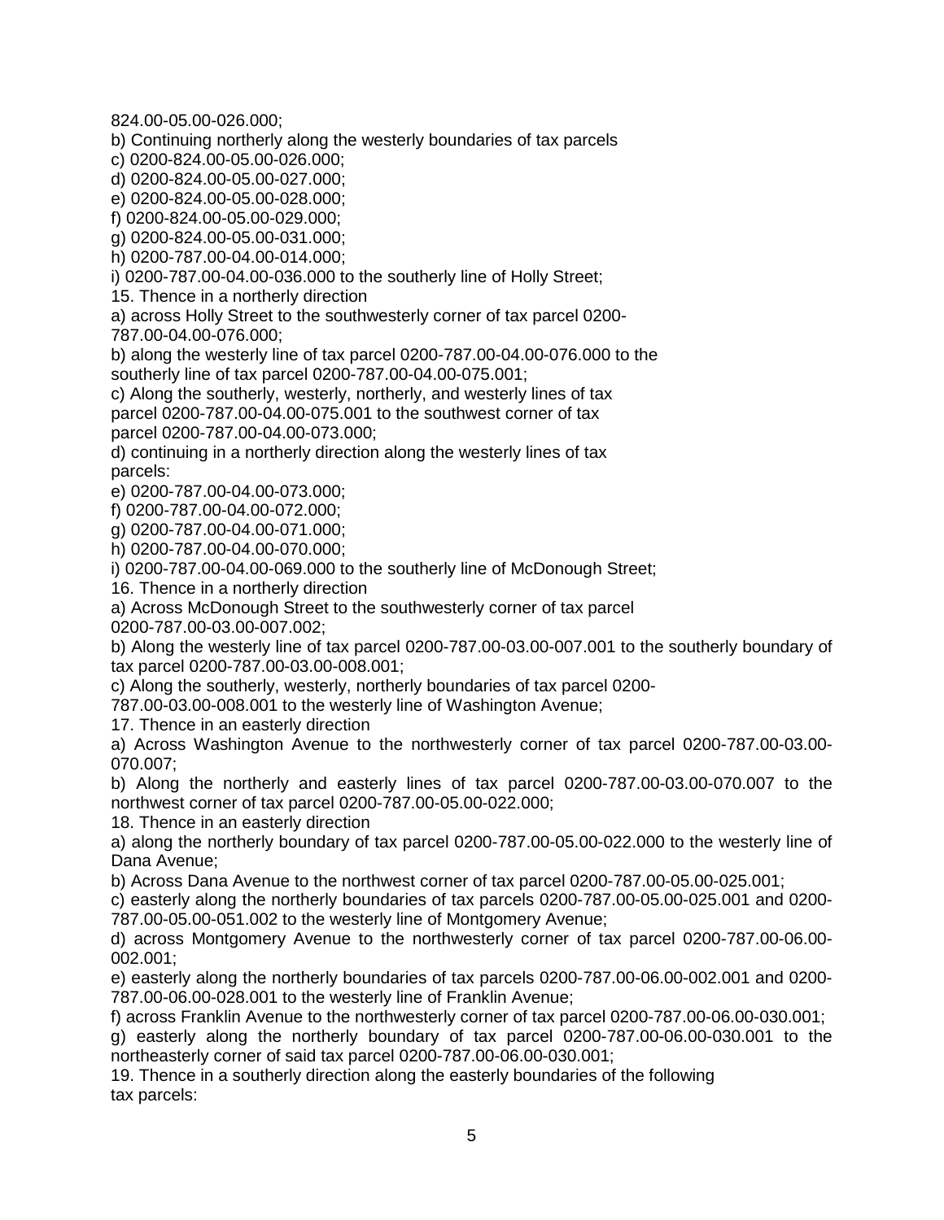824.00-05.00-026.000;

b) Continuing northerly along the westerly boundaries of tax parcels

c) 0200-824.00-05.00-026.000;

d) 0200-824.00-05.00-027.000;

e) 0200-824.00-05.00-028.000;

f) 0200-824.00-05.00-029.000;

g) 0200-824.00-05.00-031.000;

h) 0200-787.00-04.00-014.000;

i) 0200-787.00-04.00-036.000 to the southerly line of Holly Street;

15. Thence in a northerly direction

a) across Holly Street to the southwesterly corner of tax parcel 0200-787.00-04.00-076.000;

b) along the westerly line of tax parcel 0200-787.00-04.00-076.000 to the southerly line of tax parcel 0200-787.00-04.00-075.001;

c) Along the southerly, westerly, northerly, and westerly lines of tax parcel 0200-787.00-04.00-075.001 to the southwest corner of tax parcel 0200-787.00-04.00-073.000;

d) continuing in a northerly direction along the westerly lines of tax parcels:

e) 0200-787.00-04.00-073.000;

f) 0200-787.00-04.00-072.000;

g) 0200-787.00-04.00-071.000;

h) 0200-787.00-04.00-070.000;

i) 0200-787.00-04.00-069.000 to the southerly line of McDonough Street;

16. Thence in a northerly direction

a) Across McDonough Street to the southwesterly corner of tax parcel 0200-787.00-03.00-007.002;

b) Along the westerly line of tax parcel 0200-787.00-03.00-007.001 to the southerly boundary of tax parcel 0200-787.00-03.00-008.001;

c) Along the southerly, westerly, northerly boundaries of tax parcel 0200-787.00-03.00-008.001 to the westerly line of Washington Avenue;

17. Thence in an easterly direction

a) Across Washington Avenue to the northwesterly corner of tax parcel 0200-787.00-03.00-070.007;

b) Along the northerly and easterly lines of tax parcel 0200-787.00-03.00-070.007 to the northwest corner of tax parcel 0200-787.00-05.00-022.000;

18. Thence in an easterly direction

a) along the northerly boundary of tax parcel 0200-787.00-05.00-022.000 to the westerly line of Dana Avenue;

b) Across Dana Avenue to the northwest corner of tax parcel 0200-787.00-05.00-025.001;

c) easterly along the northerly boundaries of tax parcels 0200-787.00-05.00-025.001 and 0200-787.00-05.00-051.002 to the westerly line of Montgomery Avenue;

d) across Montgomery Avenue to the northwesterly corner of tax parcel 0200-787.00-06.00-002.001;

e) easterly along the northerly boundaries of tax parcels 0200-787.00-06.00-002.001 and 0200-787.00-06.00-028.001 to the westerly line of Franklin Avenue;

f) across Franklin Avenue to the northwesterly corner of tax parcel 0200-787.00-06.00-030.001;

g) easterly along the northerly boundary of tax parcel 0200-787.00-06.00-030.001 to the northeasterly corner of said tax parcel 0200-787.00-06.00-030.001;

19. Thence in a southerly direction along the easterly boundaries of the following tax parcels: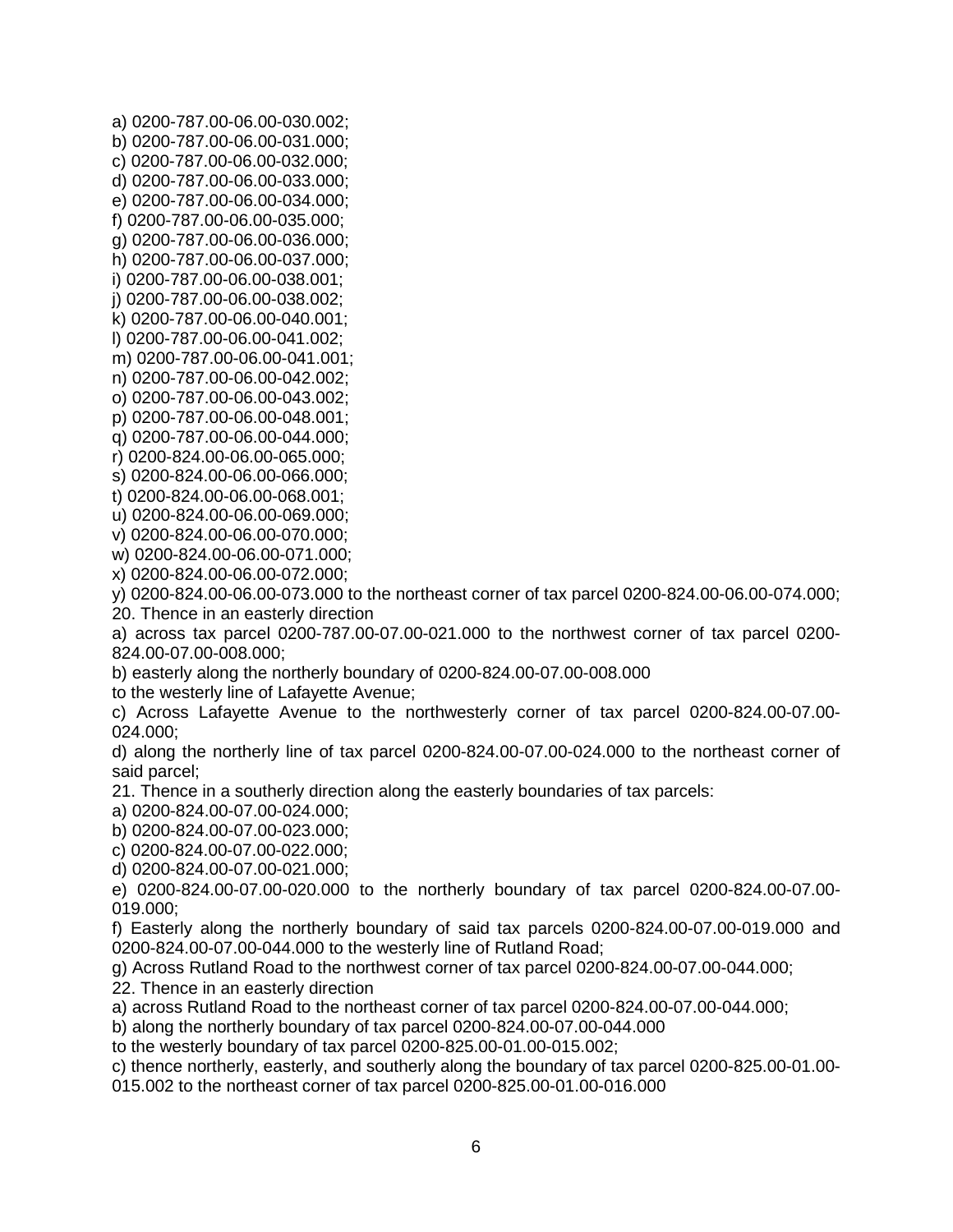a) 0200-787.00-06.00-030.002;  
b) 0200-787.00-06.00-031.000;  
c) 0200-787.00-06.00-032.000;  
d) 0200-787.00-06.00-033.000;  
e) 0200-787.00-06.00-034.000;  
f) 0200-787.00-06.00-035.000;  
g) 0200-787.00-06.00-036.000;  
h) 0200-787.00-06.00-037.000;  
i) 0200-787.00-06.00-038.001;  
j) 0200-787.00-06.00-038.002;  
k) 0200-787.00-06.00-040.001;  
l) 0200-787.00-06.00-041.002;  
m) 0200-787.00-06.00-041.001;  
n) 0200-787.00-06.00-042.002;  
o) 0200-787.00-06.00-043.002;  
p) 0200-787.00-06.00-048.001;  
q) 0200-787.00-06.00-044.000;  
r) 0200-824.00-06.00-065.000;  
s) 0200-824.00-06.00-066.000;  
t) 0200-824.00-06.00-068.001;  
u) 0200-824.00-06.00-069.000;  
v) 0200-824.00-06.00-070.000;  
w) 0200-824.00-06.00-071.000;  
x) 0200-824.00-06.00-072.000;  
y) 0200-824.00-06.00-073.000 to the northeast corner of tax parcel 0200-824.00-06.00-074.000;

20. Thence in an easterly direction

a) across tax parcel 0200-787.00-07.00-021.000 to the northwest corner of tax parcel 0200-824.00-07.00-008.000;  
b) easterly along the northerly boundary of 0200-824.00-07.00-008.000 to the westerly line of Lafayette Avenue;  
c) Across Lafayette Avenue to the northwesterly corner of tax parcel 0200-824.00-07.00-024.000;  
d) along the northerly line of tax parcel 0200-824.00-07.00-024.000 to the northeast corner of said parcel;

21. Thence in a southerly direction along the easterly boundaries of tax parcels:

a) 0200-824.00-07.00-024.000;  
b) 0200-824.00-07.00-023.000;  
c) 0200-824.00-07.00-022.000;  
d) 0200-824.00-07.00-021.000;  
e) 0200-824.00-07.00-020.000 to the northerly boundary of tax parcel 0200-824.00-07.00-019.000;  
f) Easterly along the northerly boundary of said tax parcels 0200-824.00-07.00-019.000 and 0200-824.00-07.00-044.000 to the westerly line of Rutland Road;  
g) Across Rutland Road to the northwest corner of tax parcel 0200-824.00-07.00-044.000;

22. Thence in an easterly direction

a) across Rutland Road to the northeast corner of tax parcel 0200-824.00-07.00-044.000;  
b) along the northerly boundary of tax parcel 0200-824.00-07.00-044.000 to the westerly boundary of tax parcel 0200-825.00-01.00-015.002;  
c) thence northerly, easterly, and southerly along the boundary of tax parcel 0200-825.00-01.00-015.002 to the northeast corner of tax parcel 0200-825.00-01.00-016.000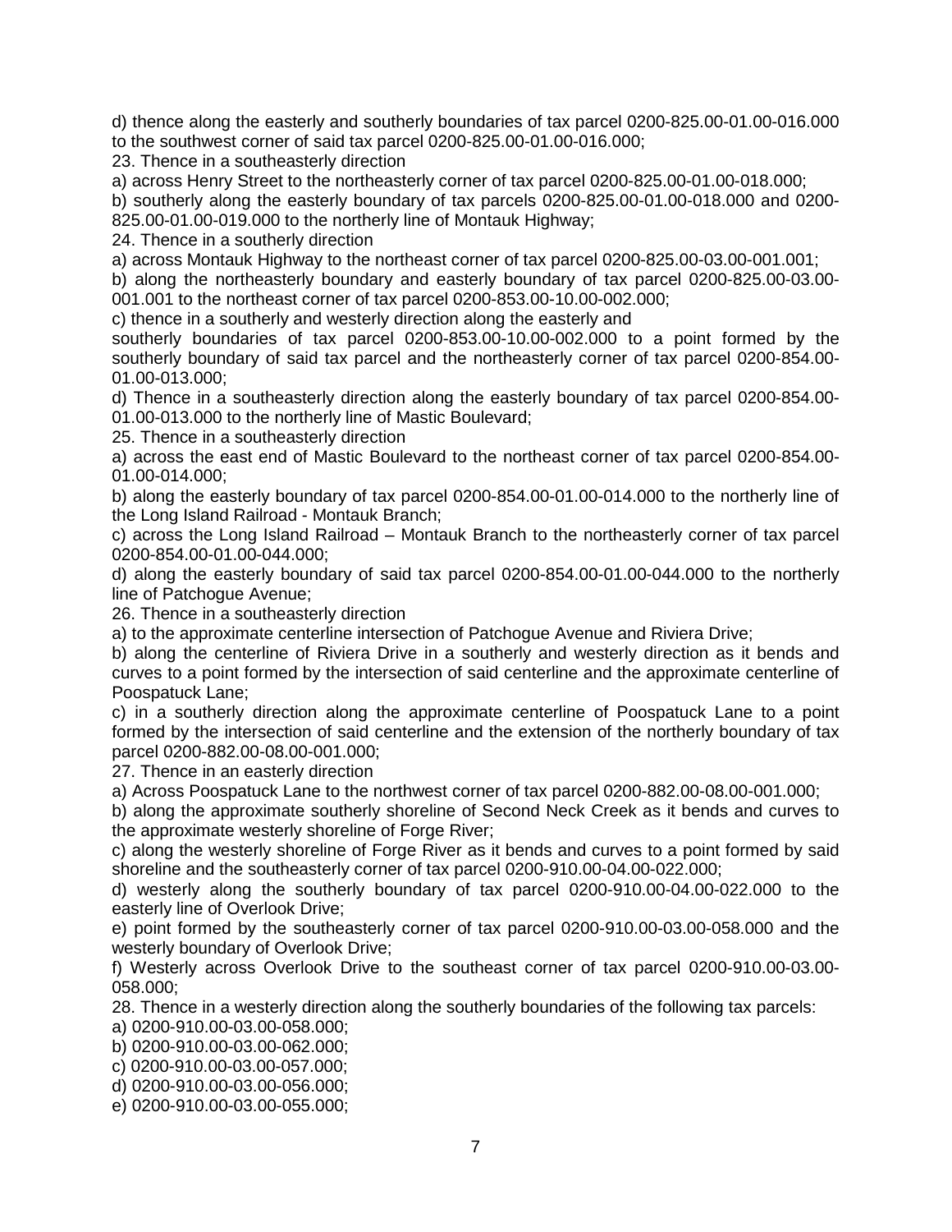d) thence along the easterly and southerly boundaries of tax parcel 0200-825.00-01.00-016.000 to the southwest corner of said tax parcel 0200-825.00-01.00-016.000;

23. Thence in a southeasterly direction

a) across Henry Street to the northeasterly corner of tax parcel 0200-825.00-01.00-018.000;

b) southerly along the easterly boundary of tax parcels 0200-825.00-01.00-018.000 and 0200-825.00-01.00-019.000 to the northerly line of Montauk Highway;

24. Thence in a southerly direction

a) across Montauk Highway to the northeast corner of tax parcel 0200-825.00-03.00-001.001;

b) along the northeasterly boundary and easterly boundary of tax parcel 0200-825.00-03.00-001.001 to the northeast corner of tax parcel 0200-853.00-10.00-002.000;

c) thence in a southerly and westerly direction along the easterly and southerly boundaries of tax parcel 0200-853.00-10.00-002.000 to a point formed by the southerly boundary of said tax parcel and the northeasterly corner of tax parcel 0200-854.00-01.00-013.000;

d) Thence in a southeasterly direction along the easterly boundary of tax parcel 0200-854.00-01.00-013.000 to the northerly line of Mastic Boulevard;

25. Thence in a southeasterly direction

a) across the east end of Mastic Boulevard to the northeast corner of tax parcel 0200-854.00-01.00-014.000;

b) along the easterly boundary of tax parcel 0200-854.00-01.00-014.000 to the northerly line of the Long Island Railroad - Montauk Branch;

c) across the Long Island Railroad – Montauk Branch to the northeasterly corner of tax parcel 0200-854.00-01.00-044.000;

d) along the easterly boundary of said tax parcel 0200-854.00-01.00-044.000 to the northerly line of Patchogue Avenue;

26. Thence in a southeasterly direction

a) to the approximate centerline intersection of Patchogue Avenue and Riviera Drive;

b) along the centerline of Riviera Drive in a southerly and westerly direction as it bends and curves to a point formed by the intersection of said centerline and the approximate centerline of Poospatuck Lane;

c) in a southerly direction along the approximate centerline of Poospatuck Lane to a point formed by the intersection of said centerline and the extension of the northerly boundary of tax parcel 0200-882.00-08.00-001.000;

27. Thence in an easterly direction

a) Across Poospatuck Lane to the northwest corner of tax parcel 0200-882.00-08.00-001.000;

b) along the approximate southerly shoreline of Second Neck Creek as it bends and curves to the approximate westerly shoreline of Forge River;

c) along the westerly shoreline of Forge River as it bends and curves to a point formed by said shoreline and the southeasterly corner of tax parcel 0200-910.00-04.00-022.000;

d) westerly along the southerly boundary of tax parcel 0200-910.00-04.00-022.000 to the easterly line of Overlook Drive;

e) point formed by the southeasterly corner of tax parcel 0200-910.00-03.00-058.000 and the westerly boundary of Overlook Drive;

f) Westerly across Overlook Drive to the southeast corner of tax parcel 0200-910.00-03.00-058.000;

28. Thence in a westerly direction along the southerly boundaries of the following tax parcels:

a) 0200-910.00-03.00-058.000;

b) 0200-910.00-03.00-062.000;

c) 0200-910.00-03.00-057.000;

d) 0200-910.00-03.00-056.000;

e) 0200-910.00-03.00-055.000;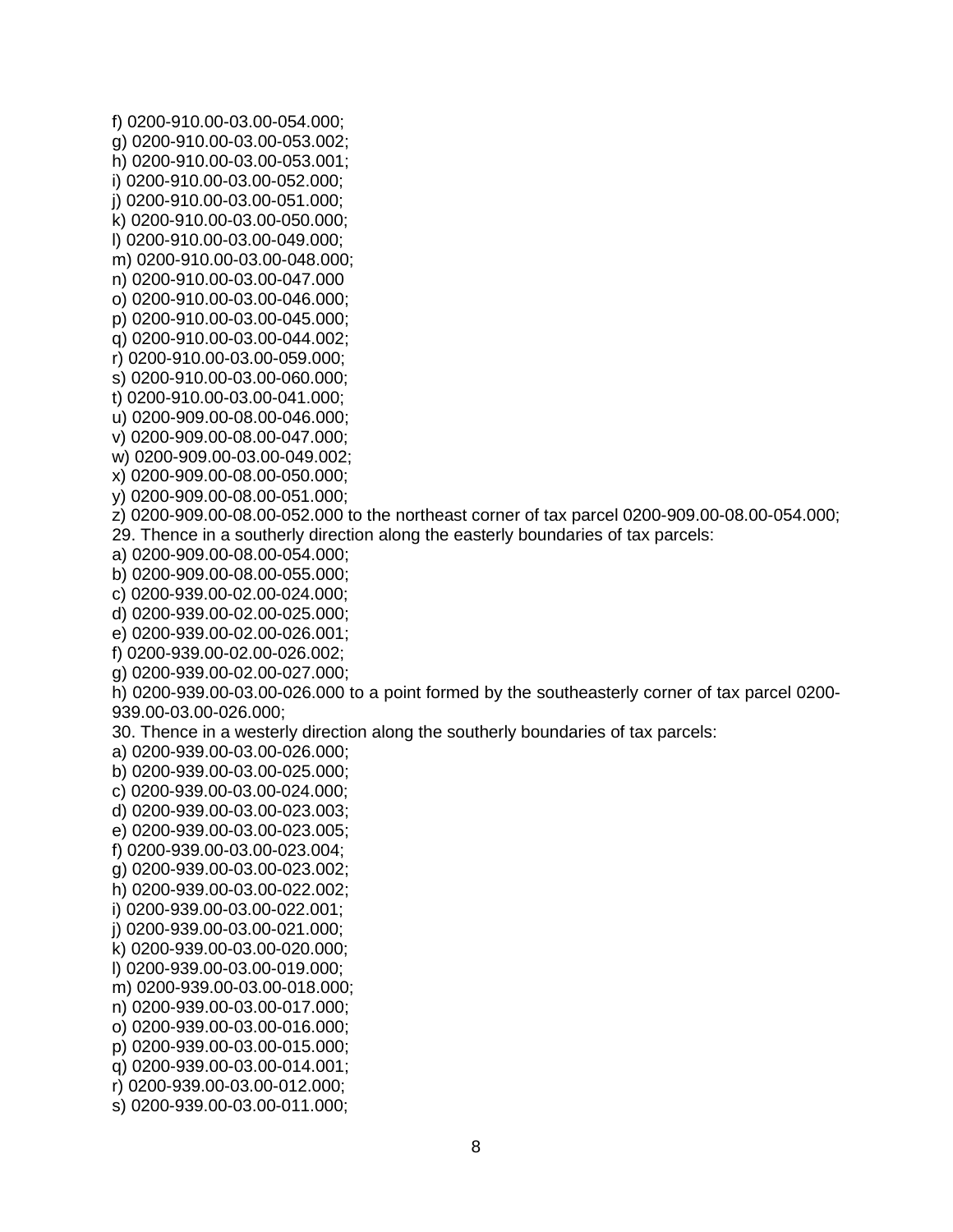f) 0200-910.00-03.00-054.000;
g) 0200-910.00-03.00-053.002;
h) 0200-910.00-03.00-053.001;
i) 0200-910.00-03.00-052.000;
j) 0200-910.00-03.00-051.000;
k) 0200-910.00-03.00-050.000;
l) 0200-910.00-03.00-049.000;
m) 0200-910.00-03.00-048.000;
n) 0200-910.00-03.00-047.000
o) 0200-910.00-03.00-046.000;
p) 0200-910.00-03.00-045.000;
q) 0200-910.00-03.00-044.002;
r) 0200-910.00-03.00-059.000;
s) 0200-910.00-03.00-060.000;
t) 0200-910.00-03.00-041.000;
u) 0200-909.00-08.00-046.000;
v) 0200-909.00-08.00-047.000;
w) 0200-909.00-03.00-049.002;
x) 0200-909.00-08.00-050.000;
y) 0200-909.00-08.00-051.000;
z) 0200-909.00-08.00-052.000 to the northeast corner of tax parcel 0200-909.00-08.00-054.000;
29. Thence in a southerly direction along the easterly boundaries of tax parcels:
a) 0200-909.00-08.00-054.000;
b) 0200-909.00-08.00-055.000;
c) 0200-939.00-02.00-024.000;
d) 0200-939.00-02.00-025.000;
e) 0200-939.00-02.00-026.001;
f) 0200-939.00-02.00-026.002;
g) 0200-939.00-02.00-027.000;
h) 0200-939.00-03.00-026.000 to a point formed by the southeasterly corner of tax parcel 0200-939.00-03.00-026.000;
30. Thence in a westerly direction along the southerly boundaries of tax parcels:
a) 0200-939.00-03.00-026.000;
b) 0200-939.00-03.00-025.000;
c) 0200-939.00-03.00-024.000;
d) 0200-939.00-03.00-023.003;
e) 0200-939.00-03.00-023.005;
f) 0200-939.00-03.00-023.004;
g) 0200-939.00-03.00-023.002;
h) 0200-939.00-03.00-022.002;
i) 0200-939.00-03.00-022.001;
j) 0200-939.00-03.00-021.000;
k) 0200-939.00-03.00-020.000;
l) 0200-939.00-03.00-019.000;
m) 0200-939.00-03.00-018.000;
n) 0200-939.00-03.00-017.000;
o) 0200-939.00-03.00-016.000;
p) 0200-939.00-03.00-015.000;
q) 0200-939.00-03.00-014.001;
r) 0200-939.00-03.00-012.000;
s) 0200-939.00-03.00-011.000;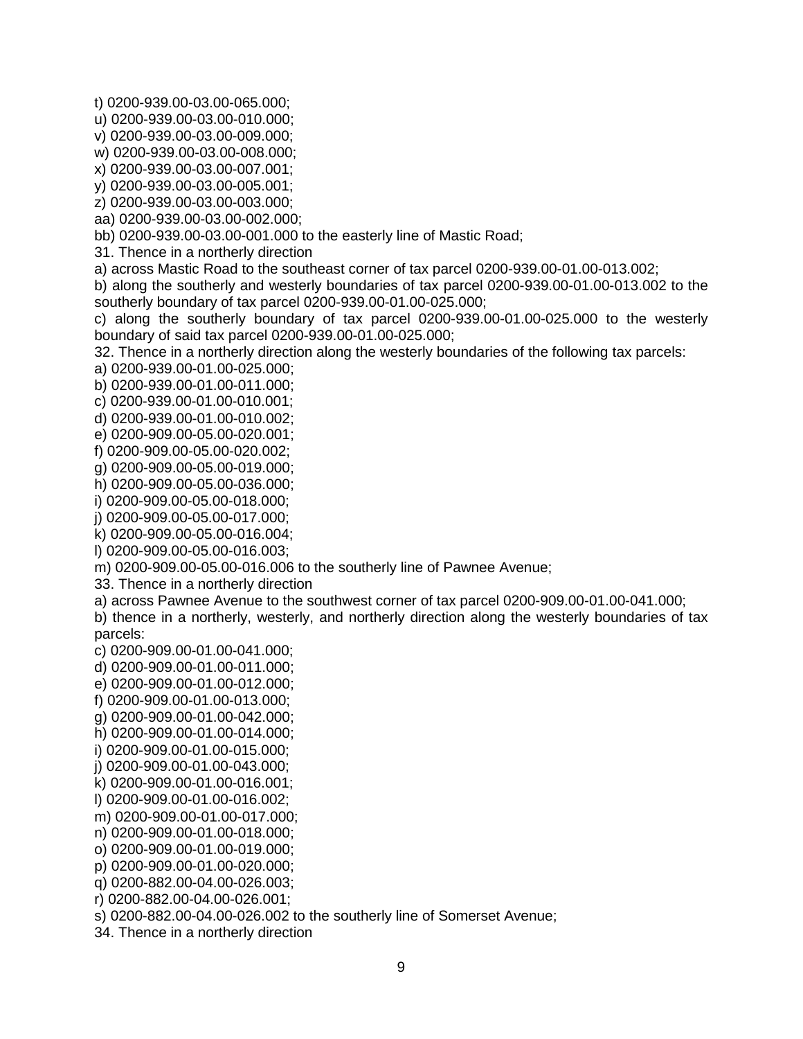t) 0200-939.00-03.00-065.000;
u) 0200-939.00-03.00-010.000;
v) 0200-939.00-03.00-009.000;
w) 0200-939.00-03.00-008.000;
x) 0200-939.00-03.00-007.001;
y) 0200-939.00-03.00-005.001;
z) 0200-939.00-03.00-003.000;
aa) 0200-939.00-03.00-002.000;
bb) 0200-939.00-03.00-001.000 to the easterly line of Mastic Road;
31. Thence in a northerly direction
a) across Mastic Road to the southeast corner of tax parcel 0200-939.00-01.00-013.002;
b) along the southerly and westerly boundaries of tax parcel 0200-939.00-01.00-013.002 to the southerly boundary of tax parcel 0200-939.00-01.00-025.000;
c) along the southerly boundary of tax parcel 0200-939.00-01.00-025.000 to the westerly boundary of said tax parcel 0200-939.00-01.00-025.000;
32. Thence in a northerly direction along the westerly boundaries of the following tax parcels:
a) 0200-939.00-01.00-025.000;
b) 0200-939.00-01.00-011.000;
c) 0200-939.00-01.00-010.001;
d) 0200-939.00-01.00-010.002;
e) 0200-909.00-05.00-020.001;
f) 0200-909.00-05.00-020.002;
g) 0200-909.00-05.00-019.000;
h) 0200-909.00-05.00-036.000;
i) 0200-909.00-05.00-018.000;
j) 0200-909.00-05.00-017.000;
k) 0200-909.00-05.00-016.004;
l) 0200-909.00-05.00-016.003;
m) 0200-909.00-05.00-016.006 to the southerly line of Pawnee Avenue;
33. Thence in a northerly direction
a) across Pawnee Avenue to the southwest corner of tax parcel 0200-909.00-01.00-041.000;
b) thence in a northerly, westerly, and northerly direction along the westerly boundaries of tax parcels:
c) 0200-909.00-01.00-041.000;
d) 0200-909.00-01.00-011.000;
e) 0200-909.00-01.00-012.000;
f) 0200-909.00-01.00-013.000;
g) 0200-909.00-01.00-042.000;
h) 0200-909.00-01.00-014.000;
i) 0200-909.00-01.00-015.000;
j) 0200-909.00-01.00-043.000;
k) 0200-909.00-01.00-016.001;
l) 0200-909.00-01.00-016.002;
m) 0200-909.00-01.00-017.000;
n) 0200-909.00-01.00-018.000;
o) 0200-909.00-01.00-019.000;
p) 0200-909.00-01.00-020.000;
q) 0200-882.00-04.00-026.003;
r) 0200-882.00-04.00-026.001;
s) 0200-882.00-04.00-026.002 to the southerly line of Somerset Avenue;
34. Thence in a northerly direction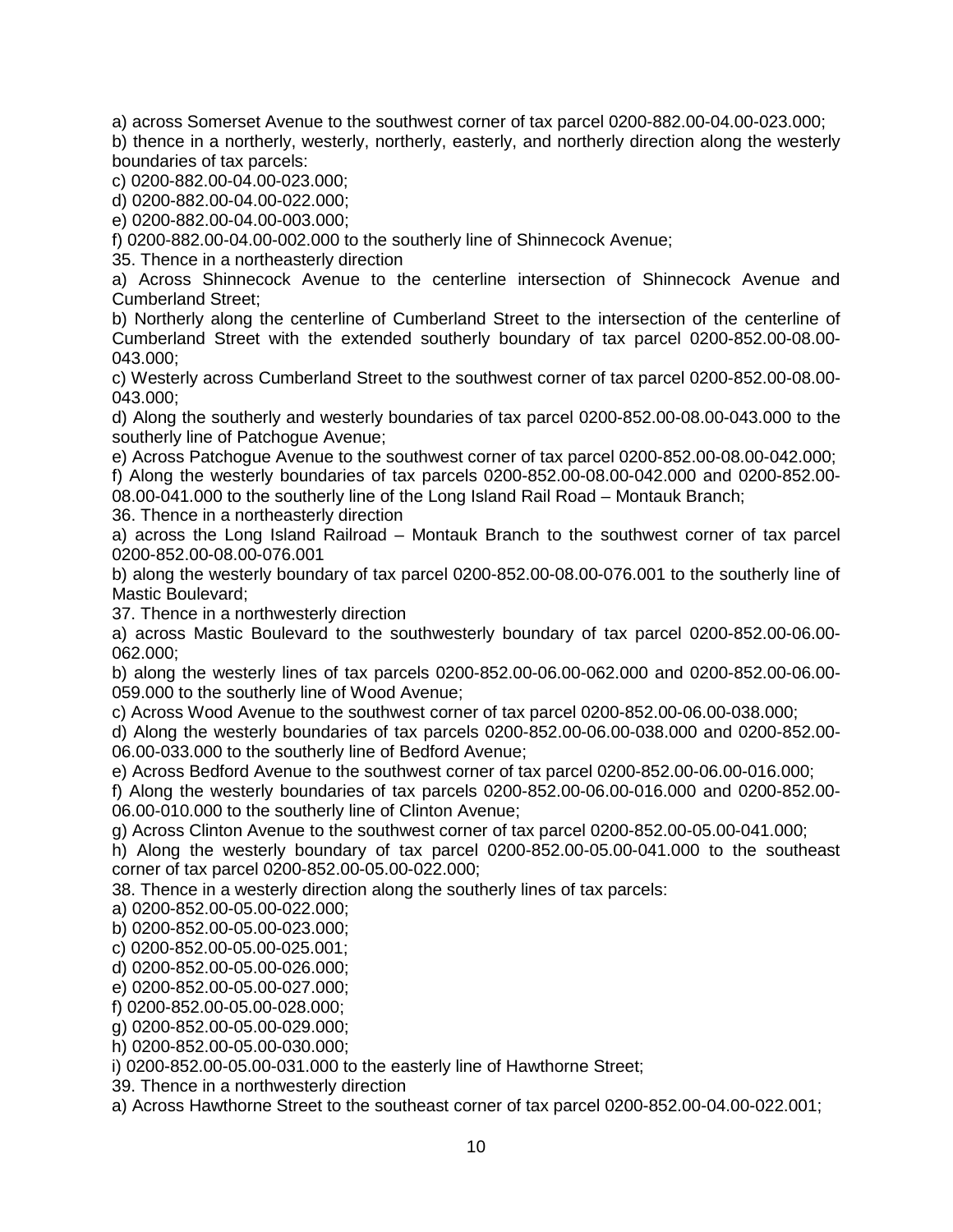a) across Somerset Avenue to the southwest corner of tax parcel 0200-882.00-04.00-023.000;

b) thence in a northerly, westerly, northerly, easterly, and northerly direction along the westerly boundaries of tax parcels:

c) 0200-882.00-04.00-023.000;

d) 0200-882.00-04.00-022.000;

e) 0200-882.00-04.00-003.000;

f) 0200-882.00-04.00-002.000 to the southerly line of Shinnecock Avenue;

35. Thence in a northeasterly direction

a) Across Shinnecock Avenue to the centerline intersection of Shinnecock Avenue and Cumberland Street;

b) Northerly along the centerline of Cumberland Street to the intersection of the centerline of Cumberland Street with the extended southerly boundary of tax parcel 0200-852.00-08.00-043.000;

c) Westerly across Cumberland Street to the southwest corner of tax parcel 0200-852.00-08.00-043.000;

d) Along the southerly and westerly boundaries of tax parcel 0200-852.00-08.00-043.000 to the southerly line of Patchogue Avenue;

e) Across Patchogue Avenue to the southwest corner of tax parcel 0200-852.00-08.00-042.000;

f) Along the westerly boundaries of tax parcels 0200-852.00-08.00-042.000 and 0200-852.00-08.00-041.000 to the southerly line of the Long Island Rail Road – Montauk Branch;

36. Thence in a northeasterly direction

a) across the Long Island Railroad – Montauk Branch to the southwest corner of tax parcel 0200-852.00-08.00-076.001

b) along the westerly boundary of tax parcel 0200-852.00-08.00-076.001 to the southerly line of Mastic Boulevard;

37. Thence in a northwesterly direction

a) across Mastic Boulevard to the southwesterly boundary of tax parcel 0200-852.00-06.00-062.000;

b) along the westerly lines of tax parcels 0200-852.00-06.00-062.000 and 0200-852.00-06.00-059.000 to the southerly line of Wood Avenue;

c) Across Wood Avenue to the southwest corner of tax parcel 0200-852.00-06.00-038.000;

d) Along the westerly boundaries of tax parcels 0200-852.00-06.00-038.000 and 0200-852.00-06.00-033.000 to the southerly line of Bedford Avenue;

e) Across Bedford Avenue to the southwest corner of tax parcel 0200-852.00-06.00-016.000;

f) Along the westerly boundaries of tax parcels 0200-852.00-06.00-016.000 and 0200-852.00-06.00-010.000 to the southerly line of Clinton Avenue;

g) Across Clinton Avenue to the southwest corner of tax parcel 0200-852.00-05.00-041.000;

h) Along the westerly boundary of tax parcel 0200-852.00-05.00-041.000 to the southeast corner of tax parcel 0200-852.00-05.00-022.000;

38. Thence in a westerly direction along the southerly lines of tax parcels:

a) 0200-852.00-05.00-022.000;

b) 0200-852.00-05.00-023.000;

c) 0200-852.00-05.00-025.001;

d) 0200-852.00-05.00-026.000;

e) 0200-852.00-05.00-027.000;

f) 0200-852.00-05.00-028.000;

g) 0200-852.00-05.00-029.000;

h) 0200-852.00-05.00-030.000;

i) 0200-852.00-05.00-031.000 to the easterly line of Hawthorne Street;

39. Thence in a northwesterly direction

a) Across Hawthorne Street to the southeast corner of tax parcel 0200-852.00-04.00-022.001;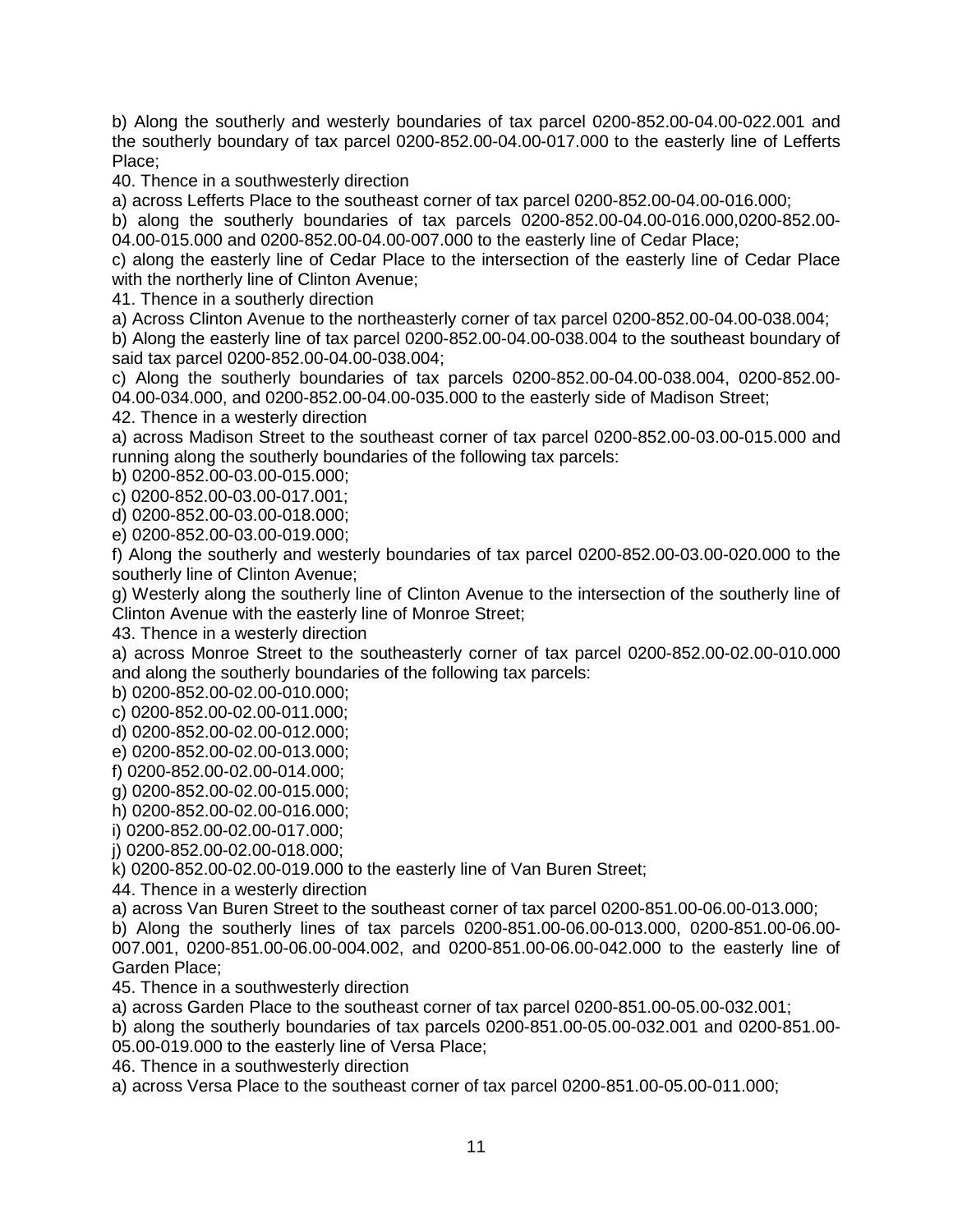b) Along the southerly and westerly boundaries of tax parcel 0200-852.00-04.00-022.001 and the southerly boundary of tax parcel 0200-852.00-04.00-017.000 to the easterly line of Lefferts Place;

40. Thence in a southwesterly direction

a) across Lefferts Place to the southeast corner of tax parcel 0200-852.00-04.00-016.000;

b) along the southerly boundaries of tax parcels 0200-852.00-04.00-016.000,0200-852.00-04.00-015.000 and 0200-852.00-04.00-007.000 to the easterly line of Cedar Place;

c) along the easterly line of Cedar Place to the intersection of the easterly line of Cedar Place with the northerly line of Clinton Avenue;

41. Thence in a southerly direction

a) Across Clinton Avenue to the northeasterly corner of tax parcel 0200-852.00-04.00-038.004;

b) Along the easterly line of tax parcel 0200-852.00-04.00-038.004 to the southeast boundary of said tax parcel 0200-852.00-04.00-038.004;

c) Along the southerly boundaries of tax parcels 0200-852.00-04.00-038.004, 0200-852.00-04.00-034.000, and 0200-852.00-04.00-035.000 to the easterly side of Madison Street;

42. Thence in a westerly direction

a) across Madison Street to the southeast corner of tax parcel 0200-852.00-03.00-015.000 and running along the southerly boundaries of the following tax parcels:

b) 0200-852.00-03.00-015.000;

c) 0200-852.00-03.00-017.001;

d) 0200-852.00-03.00-018.000;

e) 0200-852.00-03.00-019.000;

f) Along the southerly and westerly boundaries of tax parcel 0200-852.00-03.00-020.000 to the southerly line of Clinton Avenue;

g) Westerly along the southerly line of Clinton Avenue to the intersection of the southerly line of Clinton Avenue with the easterly line of Monroe Street;

43. Thence in a westerly direction

a) across Monroe Street to the southeasterly corner of tax parcel 0200-852.00-02.00-010.000 and along the southerly boundaries of the following tax parcels:

b) 0200-852.00-02.00-010.000;

c) 0200-852.00-02.00-011.000;

d) 0200-852.00-02.00-012.000;

e) 0200-852.00-02.00-013.000;

f) 0200-852.00-02.00-014.000;

g) 0200-852.00-02.00-015.000;

h) 0200-852.00-02.00-016.000;

i) 0200-852.00-02.00-017.000;

j) 0200-852.00-02.00-018.000;

k) 0200-852.00-02.00-019.000 to the easterly line of Van Buren Street;

44. Thence in a westerly direction

a) across Van Buren Street to the southeast corner of tax parcel 0200-851.00-06.00-013.000;

b) Along the southerly lines of tax parcels 0200-851.00-06.00-013.000, 0200-851.00-06.00-007.001, 0200-851.00-06.00-004.002, and 0200-851.00-06.00-042.000 to the easterly line of Garden Place;

45. Thence in a southwesterly direction

a) across Garden Place to the southeast corner of tax parcel 0200-851.00-05.00-032.001;

b) along the southerly boundaries of tax parcels 0200-851.00-05.00-032.001 and 0200-851.00-05.00-019.000 to the easterly line of Versa Place;

46. Thence in a southwesterly direction

a) across Versa Place to the southeast corner of tax parcel 0200-851.00-05.00-011.000;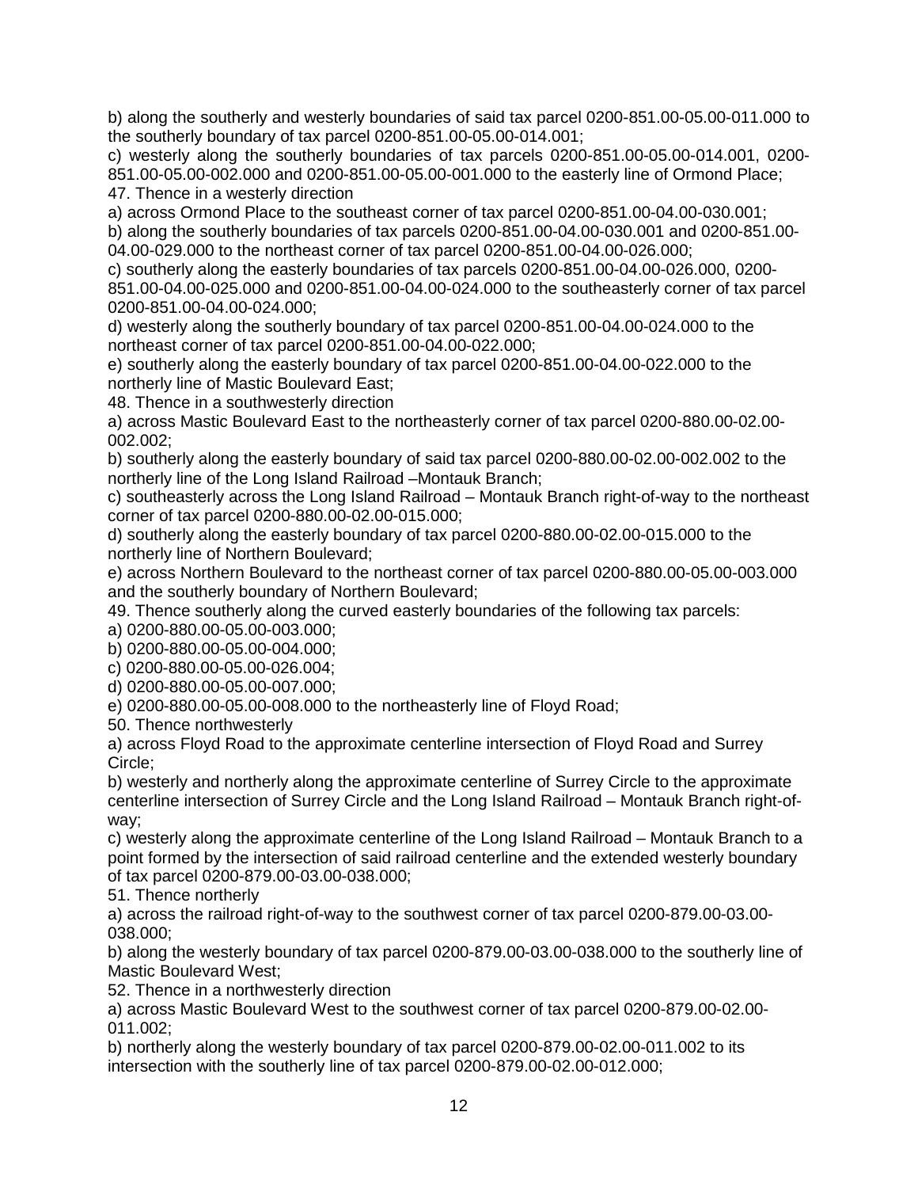b) along the southerly and westerly boundaries of said tax parcel 0200-851.00-05.00-011.000 to the southerly boundary of tax parcel 0200-851.00-05.00-014.001;

c) westerly along the southerly boundaries of tax parcels 0200-851.00-05.00-014.001, 0200-851.00-05.00-002.000 and 0200-851.00-05.00-001.000 to the easterly line of Ormond Place;

47. Thence in a westerly direction

a) across Ormond Place to the southeast corner of tax parcel 0200-851.00-04.00-030.001;

b) along the southerly boundaries of tax parcels 0200-851.00-04.00-030.001 and 0200-851.00-04.00-029.000 to the northeast corner of tax parcel 0200-851.00-04.00-026.000;

c) southerly along the easterly boundaries of tax parcels 0200-851.00-04.00-026.000, 0200-851.00-04.00-025.000 and 0200-851.00-04.00-024.000 to the southeasterly corner of tax parcel 0200-851.00-04.00-024.000;

d) westerly along the southerly boundary of tax parcel 0200-851.00-04.00-024.000 to the northeast corner of tax parcel 0200-851.00-04.00-022.000;

e) southerly along the easterly boundary of tax parcel 0200-851.00-04.00-022.000 to the northerly line of Mastic Boulevard East;

48. Thence in a southwesterly direction

a) across Mastic Boulevard East to the northeasterly corner of tax parcel 0200-880.00-02.00-002.002;

b) southerly along the easterly boundary of said tax parcel 0200-880.00-02.00-002.002 to the northerly line of the Long Island Railroad –Montauk Branch;

c) southeasterly across the Long Island Railroad – Montauk Branch right-of-way to the northeast corner of tax parcel 0200-880.00-02.00-015.000;

d) southerly along the easterly boundary of tax parcel 0200-880.00-02.00-015.000 to the northerly line of Northern Boulevard;

e) across Northern Boulevard to the northeast corner of tax parcel 0200-880.00-05.00-003.000 and the southerly boundary of Northern Boulevard;

49. Thence southerly along the curved easterly boundaries of the following tax parcels:

a) 0200-880.00-05.00-003.000;

b) 0200-880.00-05.00-004.000;

c) 0200-880.00-05.00-026.004;

d) 0200-880.00-05.00-007.000;

e) 0200-880.00-05.00-008.000 to the northeasterly line of Floyd Road;

50. Thence northwesterly

a) across Floyd Road to the approximate centerline intersection of Floyd Road and Surrey Circle;

b) westerly and northerly along the approximate centerline of Surrey Circle to the approximate centerline intersection of Surrey Circle and the Long Island Railroad – Montauk Branch right-of-way;

c) westerly along the approximate centerline of the Long Island Railroad – Montauk Branch to a point formed by the intersection of said railroad centerline and the extended westerly boundary of tax parcel 0200-879.00-03.00-038.000;

51. Thence northerly

a) across the railroad right-of-way to the southwest corner of tax parcel 0200-879.00-03.00-038.000;

b) along the westerly boundary of tax parcel 0200-879.00-03.00-038.000 to the southerly line of Mastic Boulevard West;

52. Thence in a northwesterly direction

a) across Mastic Boulevard West to the southwest corner of tax parcel 0200-879.00-02.00-011.002;

b) northerly along the westerly boundary of tax parcel 0200-879.00-02.00-011.002 to its intersection with the southerly line of tax parcel 0200-879.00-02.00-012.000;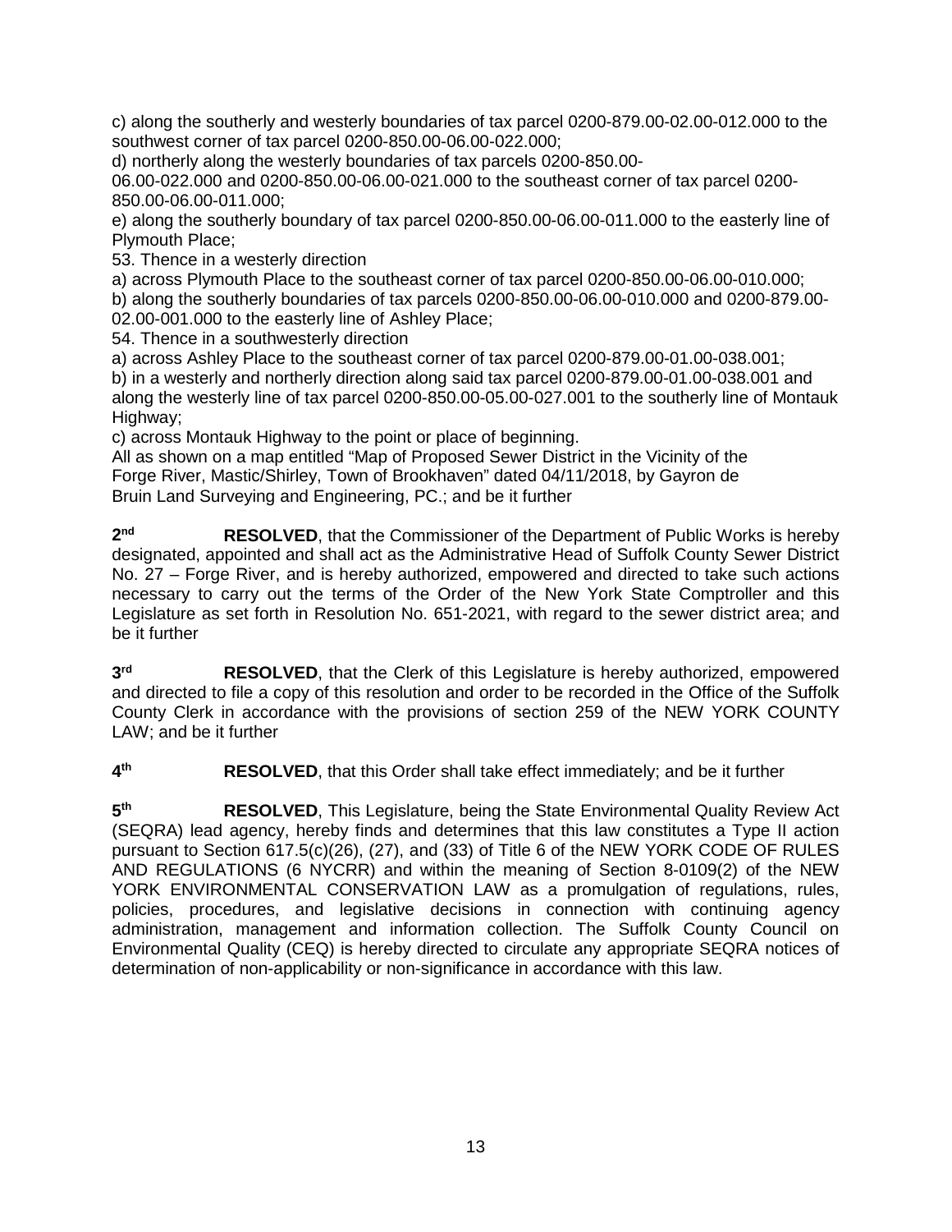c) along the southerly and westerly boundaries of tax parcel 0200-879.00-02.00-012.000 to the southwest corner of tax parcel 0200-850.00-06.00-022.000;

d) northerly along the westerly boundaries of tax parcels 0200-850.00-06.00-022.000 and 0200-850.00-06.00-021.000 to the southeast corner of tax parcel 0200-850.00-06.00-011.000;

e) along the southerly boundary of tax parcel 0200-850.00-06.00-011.000 to the easterly line of Plymouth Place;

53. Thence in a westerly direction

a) across Plymouth Place to the southeast corner of tax parcel 0200-850.00-06.00-010.000;

b) along the southerly boundaries of tax parcels 0200-850.00-06.00-010.000 and 0200-879.00-02.00-001.000 to the easterly line of Ashley Place;

54. Thence in a southwesterly direction

a) across Ashley Place to the southeast corner of tax parcel 0200-879.00-01.00-038.001;

b) in a westerly and northerly direction along said tax parcel 0200-879.00-01.00-038.001 and along the westerly line of tax parcel 0200-850.00-05.00-027.001 to the southerly line of Montauk Highway;

c) across Montauk Highway to the point or place of beginning.

All as shown on a map entitled "Map of Proposed Sewer District in the Vicinity of the Forge River, Mastic/Shirley, Town of Brookhaven" dated 04/11/2018, by Gayron de Bruin Land Surveying and Engineering, PC.; and be it further

2nd **RESOLVED**, that the Commissioner of the Department of Public Works is hereby designated, appointed and shall act as the Administrative Head of Suffolk County Sewer District No. 27 – Forge River, and is hereby authorized, empowered and directed to take such actions necessary to carry out the terms of the Order of the New York State Comptroller and this Legislature as set forth in Resolution No. 651-2021, with regard to the sewer district area; and be it further

3rd **RESOLVED**, that the Clerk of this Legislature is hereby authorized, empowered and directed to file a copy of this resolution and order to be recorded in the Office of the Suffolk County Clerk in accordance with the provisions of section 259 of the NEW YORK COUNTY LAW; and be it further

4th **RESOLVED**, that this Order shall take effect immediately; and be it further

5th **RESOLVED**, This Legislature, being the State Environmental Quality Review Act (SEQRA) lead agency, hereby finds and determines that this law constitutes a Type II action pursuant to Section 617.5(c)(26), (27), and (33) of Title 6 of the NEW YORK CODE OF RULES AND REGULATIONS (6 NYCRR) and within the meaning of Section 8-0109(2) of the NEW YORK ENVIRONMENTAL CONSERVATION LAW as a promulgation of regulations, rules, policies, procedures, and legislative decisions in connection with continuing agency administration, management and information collection. The Suffolk County Council on Environmental Quality (CEQ) is hereby directed to circulate any appropriate SEQRA notices of determination of non-applicability or non-significance in accordance with this law.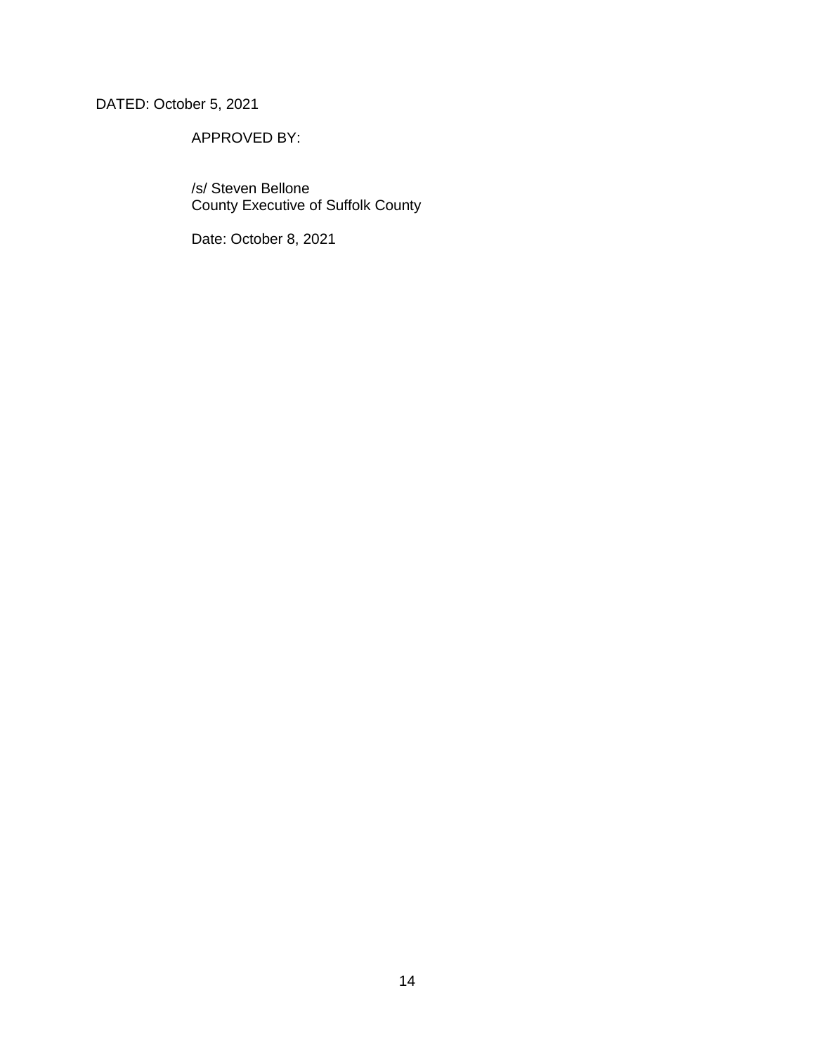DATED: October 5, 2021

APPROVED BY:

/s/ Steven Bellone
County Executive of Suffolk County

Date: October 8, 2021